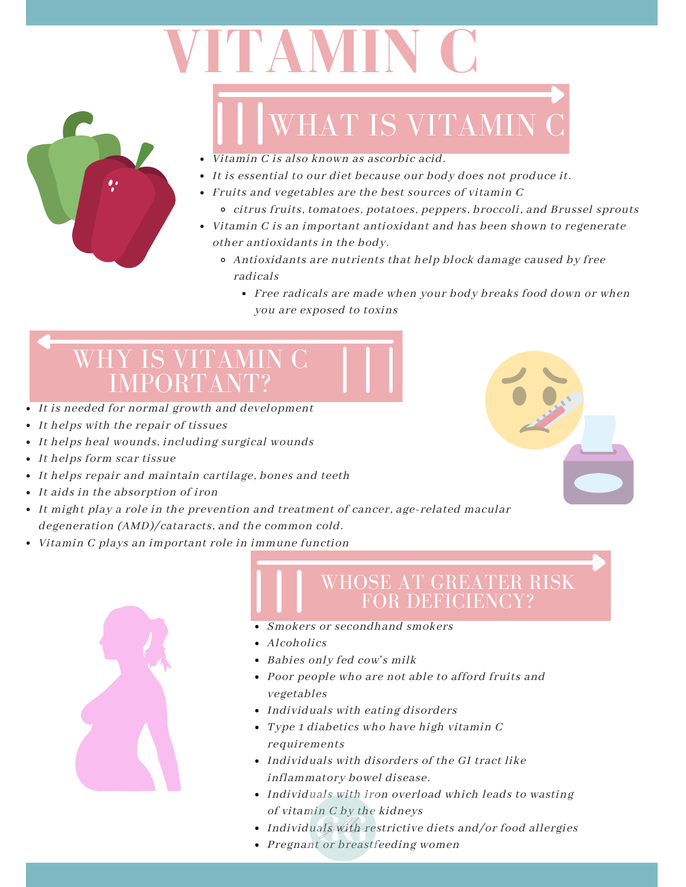# VITAMIN C

## WHAT IS VITAMIN C

- *Vitamin C is also known as ascorbic acid.*
- *It is essential to our diet because our body does not produce it.*
- *Fruits and vegetables are the best sources of vitamin C*
  - *citrus fruits, tomatoes, potatoes, peppers, broccoli, and Brussel sprouts*
- *Vitamin C is an important antioxidant and has been shown to regenerate other antioxidants in the body.*
  - *Antioxidants are nutrients that help block damage caused by free radicals*
    - *Free radicals are made when your body breaks food down or when you are exposed to toxins*

## WHY IS VITAMIN C IMPORTANT?

- *It is needed for normal growth and development*
- *It helps with the repair of tissues*
- *It helps heal wounds, including surgical wounds*
- *It helps form scar tissue*
- *It helps repair and maintain cartilage, bones and teeth*
- *It aids in the absorption of iron*
- *It might play a role in the prevention and treatment of cancer, age-related macular degeneration (AMD)/cataracts, and the common cold.*
- *Vitamin C plays an important role in immune function*

## WHOSE AT GREATER RISK FOR DEFICIENCY?

- *Smokers or secondhand smokers*
- *Alcoholics*
- *Babies only fed cow's milk*
- *Poor people who are not able to afford fruits and vegetables*
- *Individuals with eating disorders*
- *Type 1 diabetics who have high vitamin C requirements*
- *Individuals with disorders of the GI tract like inflammatory bowel disease.*
- *Individuals with iron overload which leads to wasting of vitamin C by the kidneys*
- *Individuals with restrictive diets and/or food allergies*
- *Pregnant or breastfeeding women*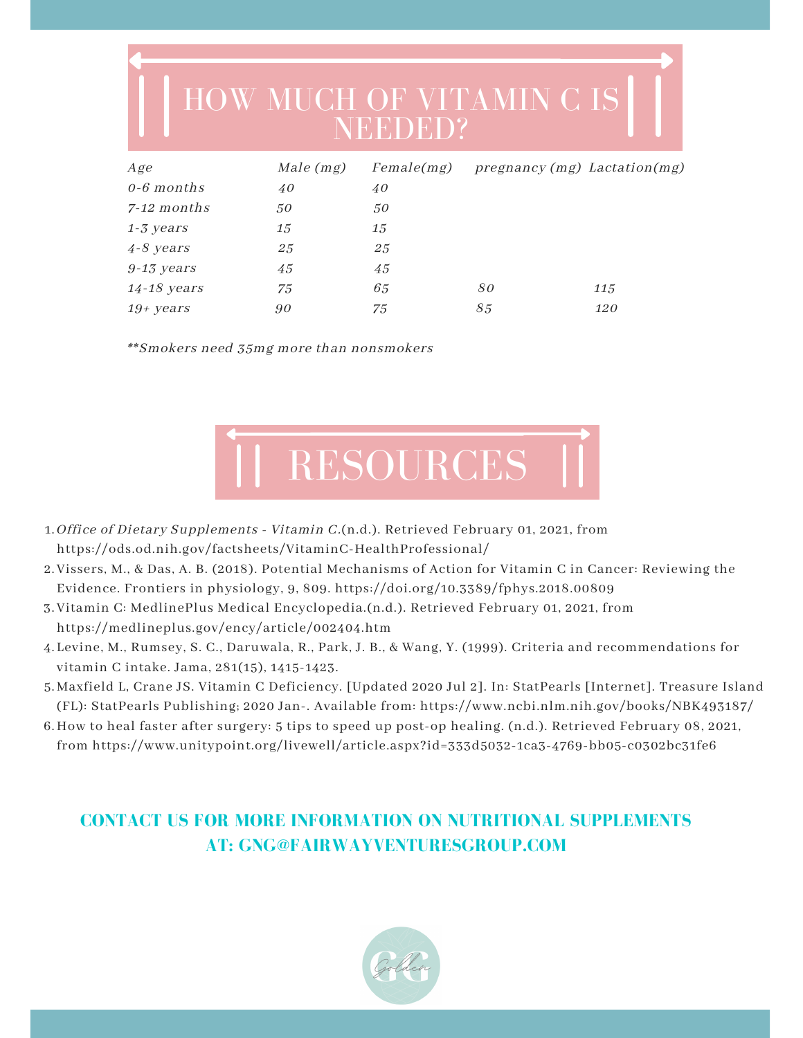# HOW MUCH OF VITAMIN C IS NEEDED?

| *Age* | *Male (mg)* | *Female(mg)* | *pregnancy (mg)* | *Lactation(mg)* |
|---|---|---|---|---|
| *0-6 months* | *40* | *40* | | |
| *7-12 months* | *50* | *50* | | |
| *1-3 years* | *15* | *15* | | |
| *4-8 years* | *25* | *25* | | |
| *9-13 years* | *45* | *45* | | |
| *14-18 years* | *75* | *65* | *80* | *115* |
| *19+ years* | *90* | *75* | *85* | *120* |

*\*\*Smokers need 35mg more than nonsmokers*

# RESOURCES

1. *Office of Dietary Supplements - Vitamin C.*(n.d.). Retrieved February 01, 2021, from https://ods.od.nih.gov/factsheets/VitaminC-HealthProfessional/
2. Vissers, M., & Das, A. B. (2018). Potential Mechanisms of Action for Vitamin C in Cancer: Reviewing the Evidence. Frontiers in physiology, 9, 809. https://doi.org/10.3389/fphys.2018.00809
3. Vitamin C: MedlinePlus Medical Encyclopedia.(n.d.). Retrieved February 01, 2021, from https://medlineplus.gov/ency/article/002404.htm
4. Levine, M., Rumsey, S. C., Daruwala, R., Park, J. B., & Wang, Y. (1999). Criteria and recommendations for vitamin C intake. Jama, 281(15), 1415-1423.
5. Maxfield L, Crane JS. Vitamin C Deficiency. [Updated 2020 Jul 2]. In: StatPearls [Internet]. Treasure Island (FL): StatPearls Publishing; 2020 Jan-. Available from: https://www.ncbi.nlm.nih.gov/books/NBK493187/
6. How to heal faster after surgery: 5 tips to speed up post-op healing. (n.d.). Retrieved February 08, 2021, from https://www.unitypoint.org/livewell/article.aspx?id=333d5032-1ca3-4769-bb05-c0302bc31fe6

**CONTACT US FOR MORE INFORMATION ON NUTRITIONAL SUPPLEMENTS AT: GNG@FAIRWAYVENTURESGROUP.COM**